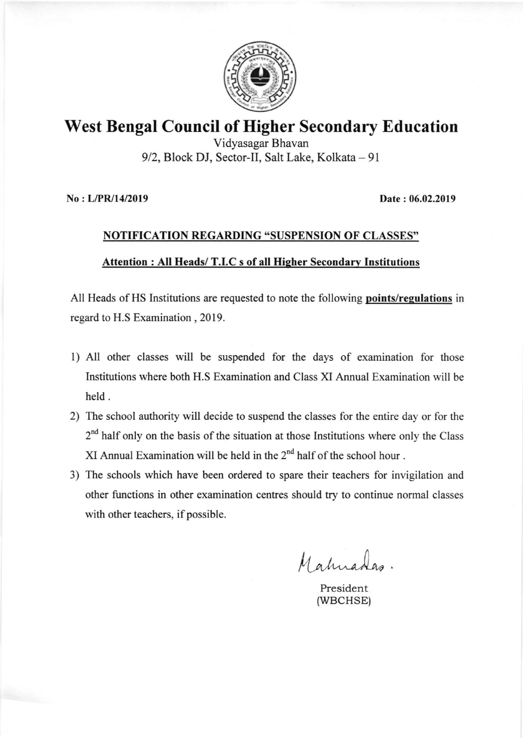# West Bengal Council of Higher Secondary Education

Vidyasagar Bhavan
9/2, Block DJ, Sector-II, Salt Lake, Kolkata – 91

**No : L/PR/14/2019** **Date : 06.02.2019**

## NOTIFICATION REGARDING "SUSPENSION OF CLASSES"

**Attention : All Heads/ T.I.C s of all Higher Secondary Institutions**

All Heads of HS Institutions are requested to note the following **points/regulations** in regard to H.S Examination , 2019.

1) All other classes will be suspended for the days of examination for those Institutions where both H.S Examination and Class XI Annual Examination will be held .
2) The school authority will decide to suspend the classes for the entire day or for the 2nd half only on the basis of the situation at those Institutions where only the Class XI Annual Examination will be held in the 2nd half of the school hour .
3) The schools which have been ordered to spare their teachers for invigilation and other functions in other examination centres should try to continue normal classes with other teachers, if possible.

Mahuadas.

President
(WBCHSE)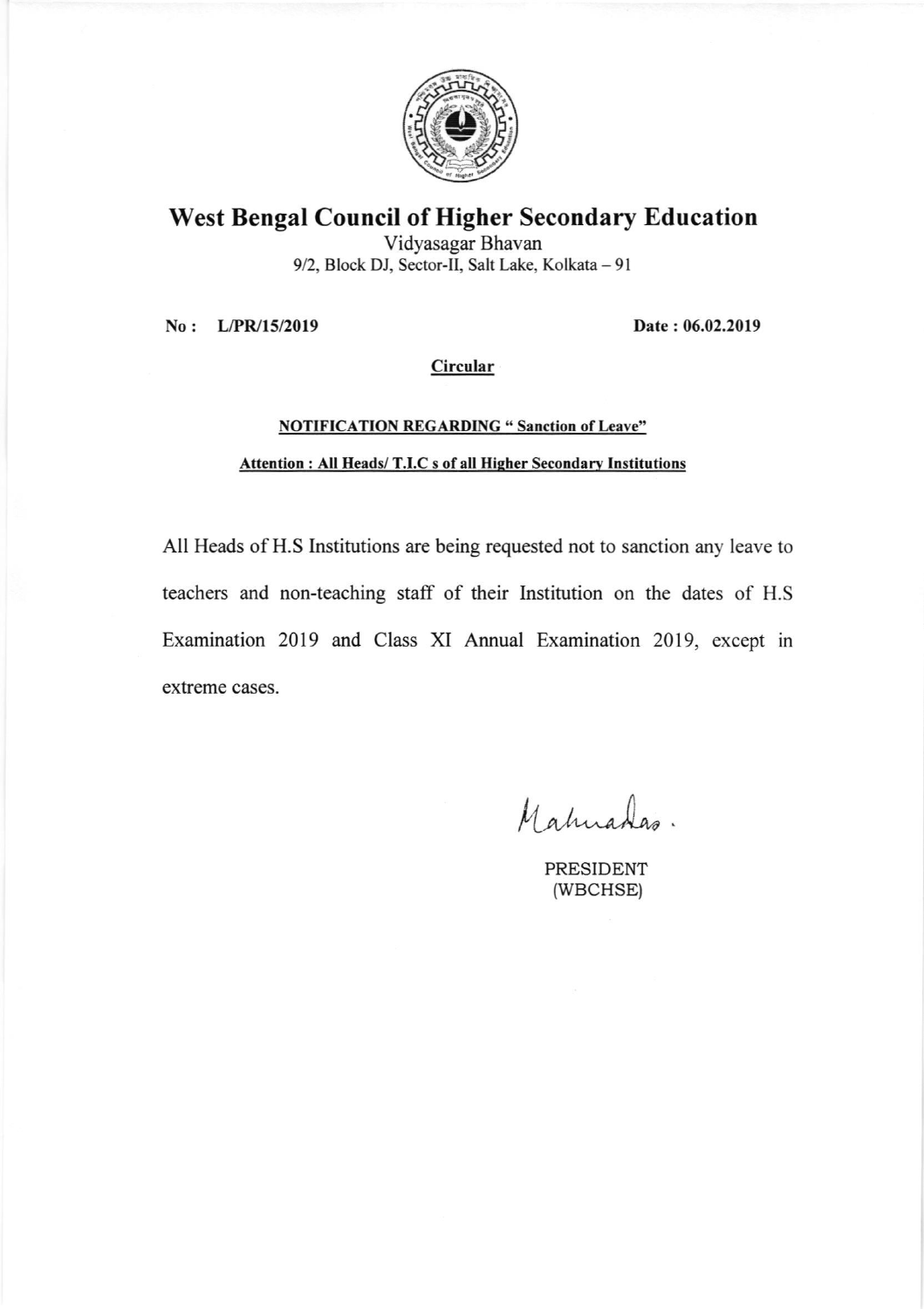# West Bengal Council of Higher Secondary Education

Vidyasagar Bhavan

9/2, Block DJ, Sector-II, Salt Lake, Kolkata – 91

**No : L/PR/15/2019** **Date : 06.02.2019**

**Circular**

**NOTIFICATION REGARDING " Sanction of Leave"**

**Attention : All Heads/ T.I.C s of all Higher Secondary Institutions**

All Heads of H.S Institutions are being requested not to sanction any leave to teachers and non-teaching staff of their Institution on the dates of H.S Examination 2019 and Class XI Annual Examination 2019, except in extreme cases.

Mahuadas.

PRESIDENT
(WBCHSE)